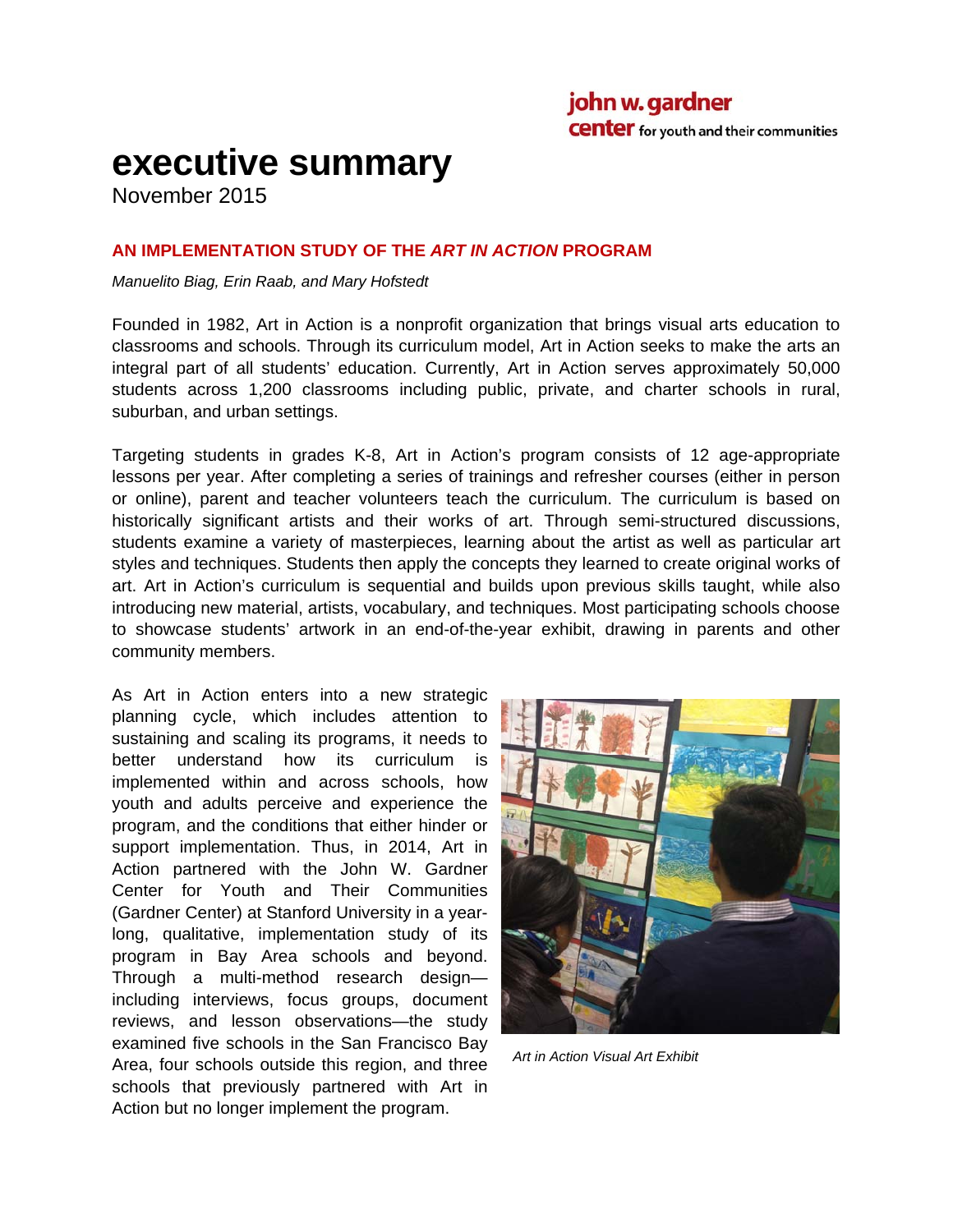john w. gardner center for youth and their communities

# executive summary

November 2015

## AN IMPLEMENTATION STUDY OF THE *ART IN ACTION* PROGRAM

*Manuelito Biag, Erin Raab, and Mary Hofstedt*

Founded in 1982, Art in Action is a nonprofit organization that brings visual arts education to classrooms and schools. Through its curriculum model, Art in Action seeks to make the arts an integral part of all students' education. Currently, Art in Action serves approximately 50,000 students across 1,200 classrooms including public, private, and charter schools in rural, suburban, and urban settings.

Targeting students in grades K-8, Art in Action's program consists of 12 age-appropriate lessons per year. After completing a series of trainings and refresher courses (either in person or online), parent and teacher volunteers teach the curriculum. The curriculum is based on historically significant artists and their works of art. Through semi-structured discussions, students examine a variety of masterpieces, learning about the artist as well as particular art styles and techniques. Students then apply the concepts they learned to create original works of art. Art in Action's curriculum is sequential and builds upon previous skills taught, while also introducing new material, artists, vocabulary, and techniques. Most participating schools choose to showcase students' artwork in an end-of-the-year exhibit, drawing in parents and other community members.

As Art in Action enters into a new strategic planning cycle, which includes attention to sustaining and scaling its programs, it needs to better understand how its curriculum is implemented within and across schools, how youth and adults perceive and experience the program, and the conditions that either hinder or support implementation. Thus, in 2014, Art in Action partnered with the John W. Gardner Center for Youth and Their Communities (Gardner Center) at Stanford University in a year-long, qualitative, implementation study of its program in Bay Area schools and beyond. Through a multi-method research design—including interviews, focus groups, document reviews, and lesson observations—the study examined five schools in the San Francisco Bay Area, four schools outside this region, and three schools that previously partnered with Art in Action but no longer implement the program.

*Art in Action Visual Art Exhibit*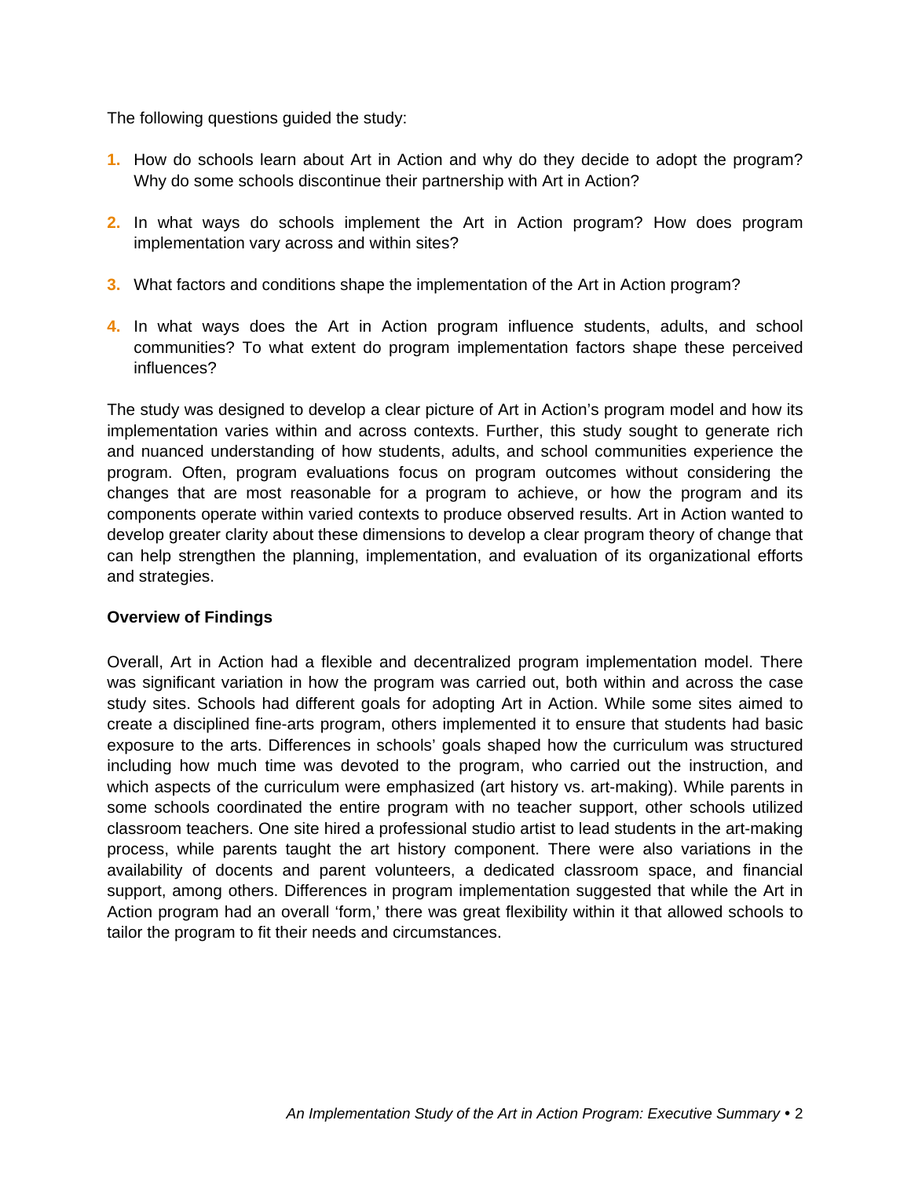The following questions guided the study:

1. How do schools learn about Art in Action and why do they decide to adopt the program? Why do some schools discontinue their partnership with Art in Action?

2. In what ways do schools implement the Art in Action program? How does program implementation vary across and within sites?

3. What factors and conditions shape the implementation of the Art in Action program?

4. In what ways does the Art in Action program influence students, adults, and school communities? To what extent do program implementation factors shape these perceived influences?

The study was designed to develop a clear picture of Art in Action's program model and how its implementation varies within and across contexts. Further, this study sought to generate rich and nuanced understanding of how students, adults, and school communities experience the program. Often, program evaluations focus on program outcomes without considering the changes that are most reasonable for a program to achieve, or how the program and its components operate within varied contexts to produce observed results. Art in Action wanted to develop greater clarity about these dimensions to develop a clear program theory of change that can help strengthen the planning, implementation, and evaluation of its organizational efforts and strategies.

**Overview of Findings**

Overall, Art in Action had a flexible and decentralized program implementation model. There was significant variation in how the program was carried out, both within and across the case study sites. Schools had different goals for adopting Art in Action. While some sites aimed to create a disciplined fine-arts program, others implemented it to ensure that students had basic exposure to the arts. Differences in schools' goals shaped how the curriculum was structured including how much time was devoted to the program, who carried out the instruction, and which aspects of the curriculum were emphasized (art history vs. art-making). While parents in some schools coordinated the entire program with no teacher support, other schools utilized classroom teachers. One site hired a professional studio artist to lead students in the art-making process, while parents taught the art history component. There were also variations in the availability of docents and parent volunteers, a dedicated classroom space, and financial support, among others. Differences in program implementation suggested that while the Art in Action program had an overall 'form,' there was great flexibility within it that allowed schools to tailor the program to fit their needs and circumstances.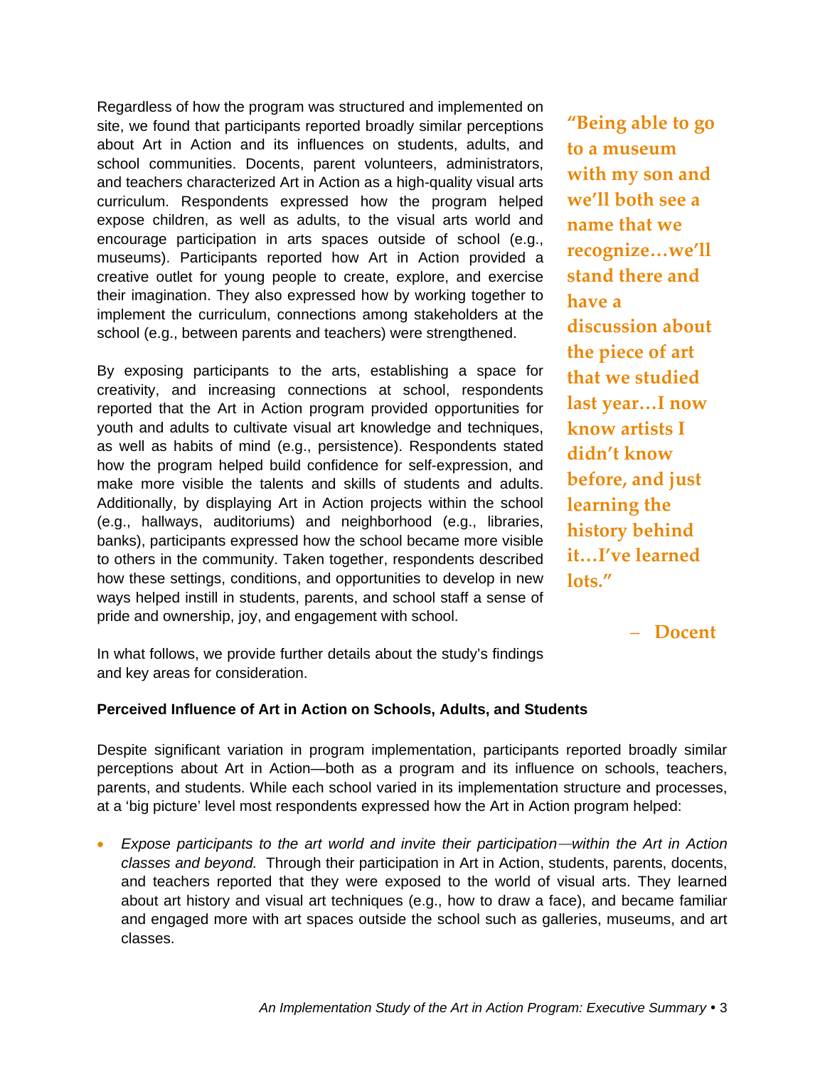Regardless of how the program was structured and implemented on site, we found that participants reported broadly similar perceptions about Art in Action and its influences on students, adults, and school communities. Docents, parent volunteers, administrators, and teachers characterized Art in Action as a high-quality visual arts curriculum. Respondents expressed how the program helped expose children, as well as adults, to the visual arts world and encourage participation in arts spaces outside of school (e.g., museums). Participants reported how Art in Action provided a creative outlet for young people to create, explore, and exercise their imagination. They also expressed how by working together to implement the curriculum, connections among stakeholders at the school (e.g., between parents and teachers) were strengthened.

By exposing participants to the arts, establishing a space for creativity, and increasing connections at school, respondents reported that the Art in Action program provided opportunities for youth and adults to cultivate visual art knowledge and techniques, as well as habits of mind (e.g., persistence). Respondents stated how the program helped build confidence for self-expression, and make more visible the talents and skills of students and adults. Additionally, by displaying Art in Action projects within the school (e.g., hallways, auditoriums) and neighborhood (e.g., libraries, banks), participants expressed how the school became more visible to others in the community. Taken together, respondents described how these settings, conditions, and opportunities to develop in new ways helped instill in students, parents, and school staff a sense of pride and ownership, joy, and engagement with school.

> **"Being able to go to a museum with my son and we'll both see a name that we recognize…we'll stand there and have a discussion about the piece of art that we studied last year…I now know artists I didn't know before, and just learning the history behind it…I've learned lots."**
>
> **– Docent**

In what follows, we provide further details about the study's findings and key areas for consideration.

**Perceived Influence of Art in Action on Schools, Adults, and Students**

Despite significant variation in program implementation, participants reported broadly similar perceptions about Art in Action—both as a program and its influence on schools, teachers, parents, and students. While each school varied in its implementation structure and processes, at a 'big picture' level most respondents expressed how the Art in Action program helped:

- *Expose participants to the art world and invite their participation—within the Art in Action classes and beyond.* Through their participation in Art in Action, students, parents, docents, and teachers reported that they were exposed to the world of visual arts. They learned about art history and visual art techniques (e.g., how to draw a face), and became familiar and engaged more with art spaces outside the school such as galleries, museums, and art classes.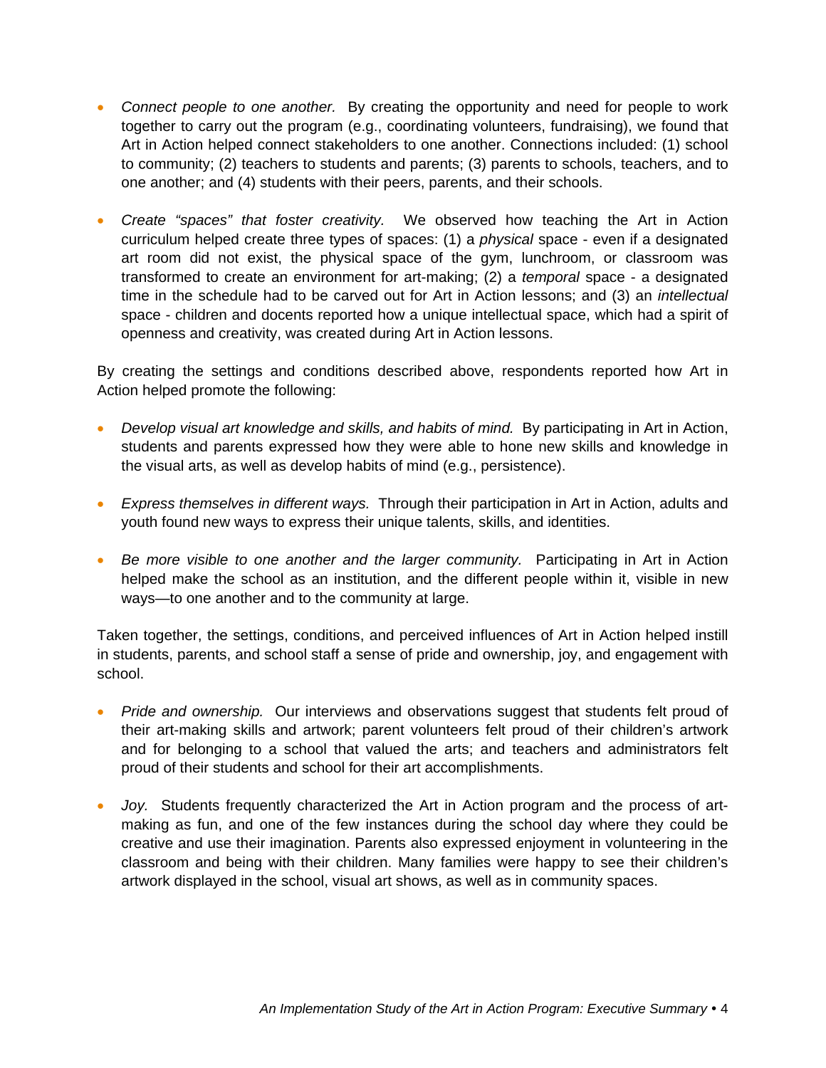- *Connect people to one another.* By creating the opportunity and need for people to work together to carry out the program (e.g., coordinating volunteers, fundraising), we found that Art in Action helped connect stakeholders to one another. Connections included: (1) school to community; (2) teachers to students and parents; (3) parents to schools, teachers, and to one another; and (4) students with their peers, parents, and their schools.

- *Create "spaces" that foster creativity.* We observed how teaching the Art in Action curriculum helped create three types of spaces: (1) a *physical* space - even if a designated art room did not exist, the physical space of the gym, lunchroom, or classroom was transformed to create an environment for art-making; (2) a *temporal* space - a designated time in the schedule had to be carved out for Art in Action lessons; and (3) an *intellectual* space - children and docents reported how a unique intellectual space, which had a spirit of openness and creativity, was created during Art in Action lessons.

By creating the settings and conditions described above, respondents reported how Art in Action helped promote the following:

- *Develop visual art knowledge and skills, and habits of mind.* By participating in Art in Action, students and parents expressed how they were able to hone new skills and knowledge in the visual arts, as well as develop habits of mind (e.g., persistence).

- *Express themselves in different ways.* Through their participation in Art in Action, adults and youth found new ways to express their unique talents, skills, and identities.

- *Be more visible to one another and the larger community.* Participating in Art in Action helped make the school as an institution, and the different people within it, visible in new ways—to one another and to the community at large.

Taken together, the settings, conditions, and perceived influences of Art in Action helped instill in students, parents, and school staff a sense of pride and ownership, joy, and engagement with school.

- *Pride and ownership.* Our interviews and observations suggest that students felt proud of their art-making skills and artwork; parent volunteers felt proud of their children's artwork and for belonging to a school that valued the arts; and teachers and administrators felt proud of their students and school for their art accomplishments.

- *Joy.* Students frequently characterized the Art in Action program and the process of art-making as fun, and one of the few instances during the school day where they could be creative and use their imagination. Parents also expressed enjoyment in volunteering in the classroom and being with their children. Many families were happy to see their children's artwork displayed in the school, visual art shows, as well as in community spaces.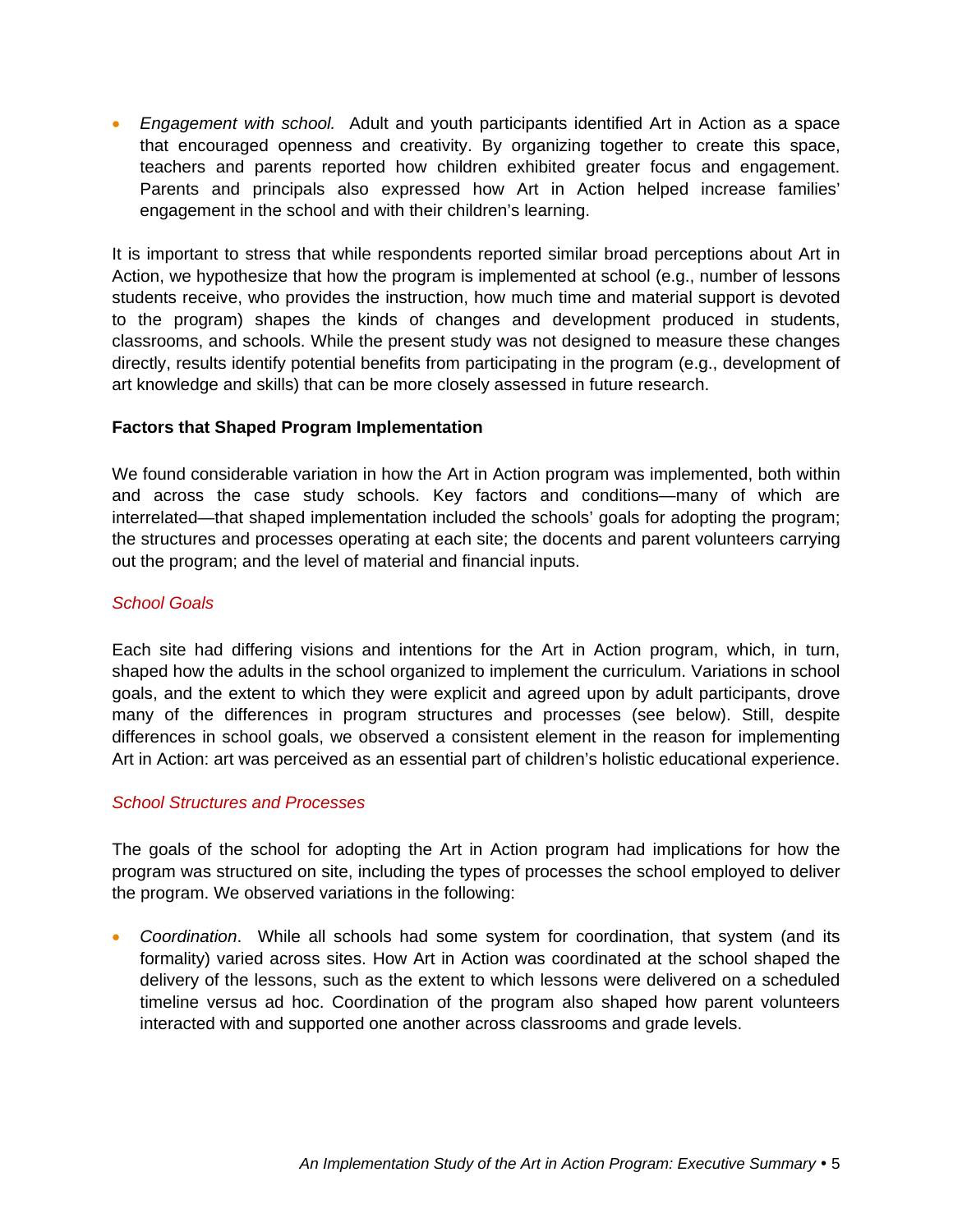- *Engagement with school.* Adult and youth participants identified Art in Action as a space that encouraged openness and creativity. By organizing together to create this space, teachers and parents reported how children exhibited greater focus and engagement. Parents and principals also expressed how Art in Action helped increase families' engagement in the school and with their children's learning.

It is important to stress that while respondents reported similar broad perceptions about Art in Action, we hypothesize that how the program is implemented at school (e.g., number of lessons students receive, who provides the instruction, how much time and material support is devoted to the program) shapes the kinds of changes and development produced in students, classrooms, and schools. While the present study was not designed to measure these changes directly, results identify potential benefits from participating in the program (e.g., development of art knowledge and skills) that can be more closely assessed in future research.

### Factors that Shaped Program Implementation

We found considerable variation in how the Art in Action program was implemented, both within and across the case study schools. Key factors and conditions—many of which are interrelated—that shaped implementation included the schools' goals for adopting the program; the structures and processes operating at each site; the docents and parent volunteers carrying out the program; and the level of material and financial inputs.

#### *School Goals*

Each site had differing visions and intentions for the Art in Action program, which, in turn, shaped how the adults in the school organized to implement the curriculum. Variations in school goals, and the extent to which they were explicit and agreed upon by adult participants, drove many of the differences in program structures and processes (see below). Still, despite differences in school goals, we observed a consistent element in the reason for implementing Art in Action: art was perceived as an essential part of children's holistic educational experience.

#### *School Structures and Processes*

The goals of the school for adopting the Art in Action program had implications for how the program was structured on site, including the types of processes the school employed to deliver the program. We observed variations in the following:

- *Coordination*. While all schools had some system for coordination, that system (and its formality) varied across sites. How Art in Action was coordinated at the school shaped the delivery of the lessons, such as the extent to which lessons were delivered on a scheduled timeline versus ad hoc. Coordination of the program also shaped how parent volunteers interacted with and supported one another across classrooms and grade levels.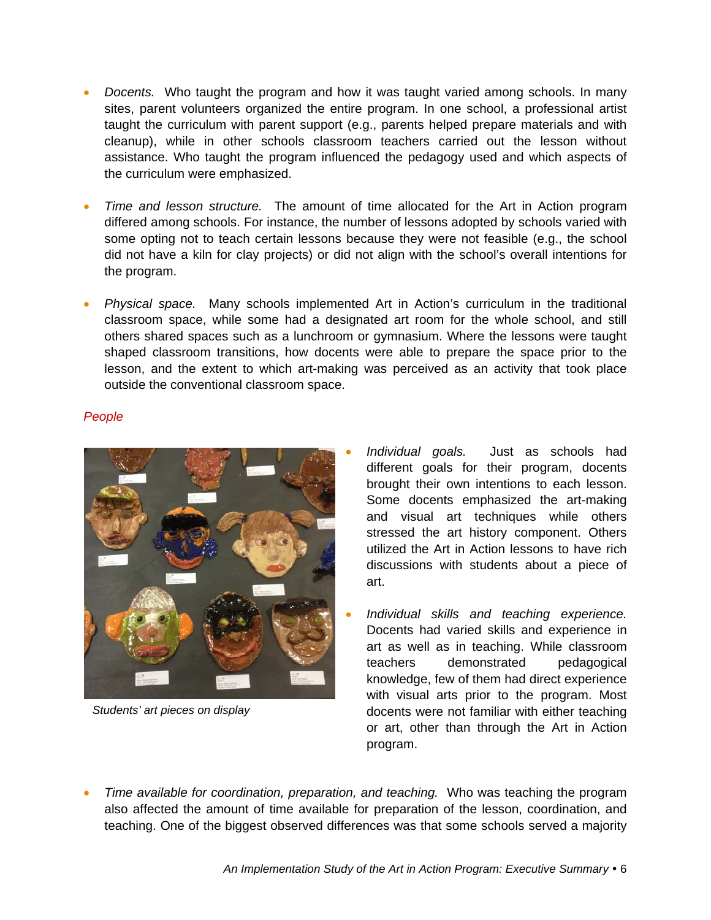- *Docents.* Who taught the program and how it was taught varied among schools. In many sites, parent volunteers organized the entire program. In one school, a professional artist taught the curriculum with parent support (e.g., parents helped prepare materials and with cleanup), while in other schools classroom teachers carried out the lesson without assistance. Who taught the program influenced the pedagogy used and which aspects of the curriculum were emphasized.

- *Time and lesson structure.* The amount of time allocated for the Art in Action program differed among schools. For instance, the number of lessons adopted by schools varied with some opting not to teach certain lessons because they were not feasible (e.g., the school did not have a kiln for clay projects) or did not align with the school's overall intentions for the program.

- *Physical space.* Many schools implemented Art in Action's curriculum in the traditional classroom space, while some had a designated art room for the whole school, and still others shared spaces such as a lunchroom or gymnasium. Where the lessons were taught shaped classroom transitions, how docents were able to prepare the space prior to the lesson, and the extent to which art-making was perceived as an activity that took place outside the conventional classroom space.

*People*

*Students' art pieces on display*

- *Individual goals.* Just as schools had different goals for their program, docents brought their own intentions to each lesson. Some docents emphasized the art-making and visual art techniques while others stressed the art history component. Others utilized the Art in Action lessons to have rich discussions with students about a piece of art.

- *Individual skills and teaching experience.* Docents had varied skills and experience in art as well as in teaching. While classroom teachers demonstrated pedagogical knowledge, few of them had direct experience with visual arts prior to the program. Most docents were not familiar with either teaching or art, other than through the Art in Action program.

- *Time available for coordination, preparation, and teaching.* Who was teaching the program also affected the amount of time available for preparation of the lesson, coordination, and teaching. One of the biggest observed differences was that some schools served a majority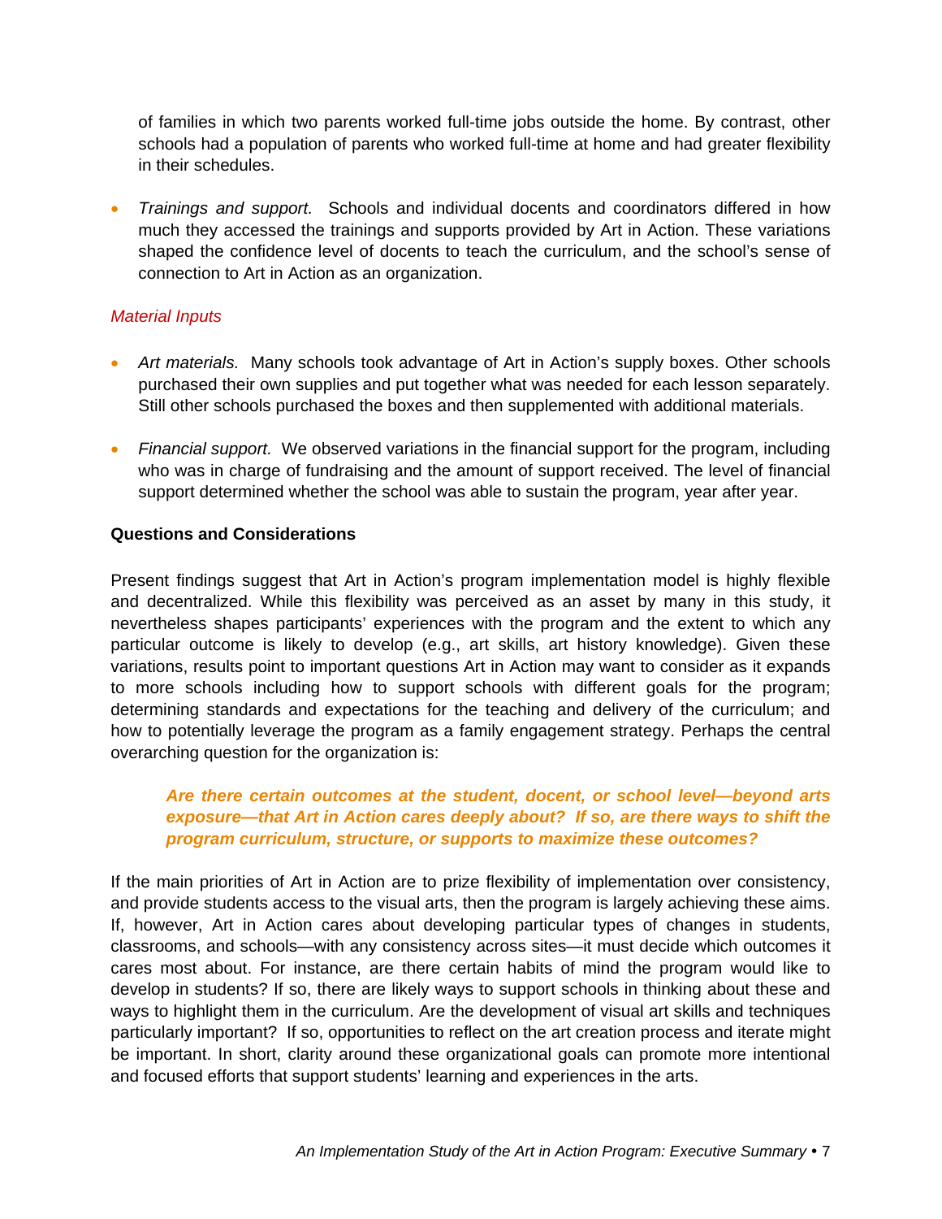of families in which two parents worked full-time jobs outside the home. By contrast, other schools had a population of parents who worked full-time at home and had greater flexibility in their schedules.

- *Trainings and support.* Schools and individual docents and coordinators differed in how much they accessed the trainings and supports provided by Art in Action. These variations shaped the confidence level of docents to teach the curriculum, and the school's sense of connection to Art in Action as an organization.

*Material Inputs*

- *Art materials.* Many schools took advantage of Art in Action's supply boxes. Other schools purchased their own supplies and put together what was needed for each lesson separately. Still other schools purchased the boxes and then supplemented with additional materials.

- *Financial support.* We observed variations in the financial support for the program, including who was in charge of fundraising and the amount of support received. The level of financial support determined whether the school was able to sustain the program, year after year.

**Questions and Considerations**

Present findings suggest that Art in Action's program implementation model is highly flexible and decentralized. While this flexibility was perceived as an asset by many in this study, it nevertheless shapes participants' experiences with the program and the extent to which any particular outcome is likely to develop (e.g., art skills, art history knowledge). Given these variations, results point to important questions Art in Action may want to consider as it expands to more schools including how to support schools with different goals for the program; determining standards and expectations for the teaching and delivery of the curriculum; and how to potentially leverage the program as a family engagement strategy. Perhaps the central overarching question for the organization is:

> ***Are there certain outcomes at the student, docent, or school level—beyond arts exposure—that Art in Action cares deeply about? If so, are there ways to shift the program curriculum, structure, or supports to maximize these outcomes?***

If the main priorities of Art in Action are to prize flexibility of implementation over consistency, and provide students access to the visual arts, then the program is largely achieving these aims. If, however, Art in Action cares about developing particular types of changes in students, classrooms, and schools—with any consistency across sites—it must decide which outcomes it cares most about. For instance, are there certain habits of mind the program would like to develop in students? If so, there are likely ways to support schools in thinking about these and ways to highlight them in the curriculum. Are the development of visual art skills and techniques particularly important? If so, opportunities to reflect on the art creation process and iterate might be important. In short, clarity around these organizational goals can promote more intentional and focused efforts that support students' learning and experiences in the arts.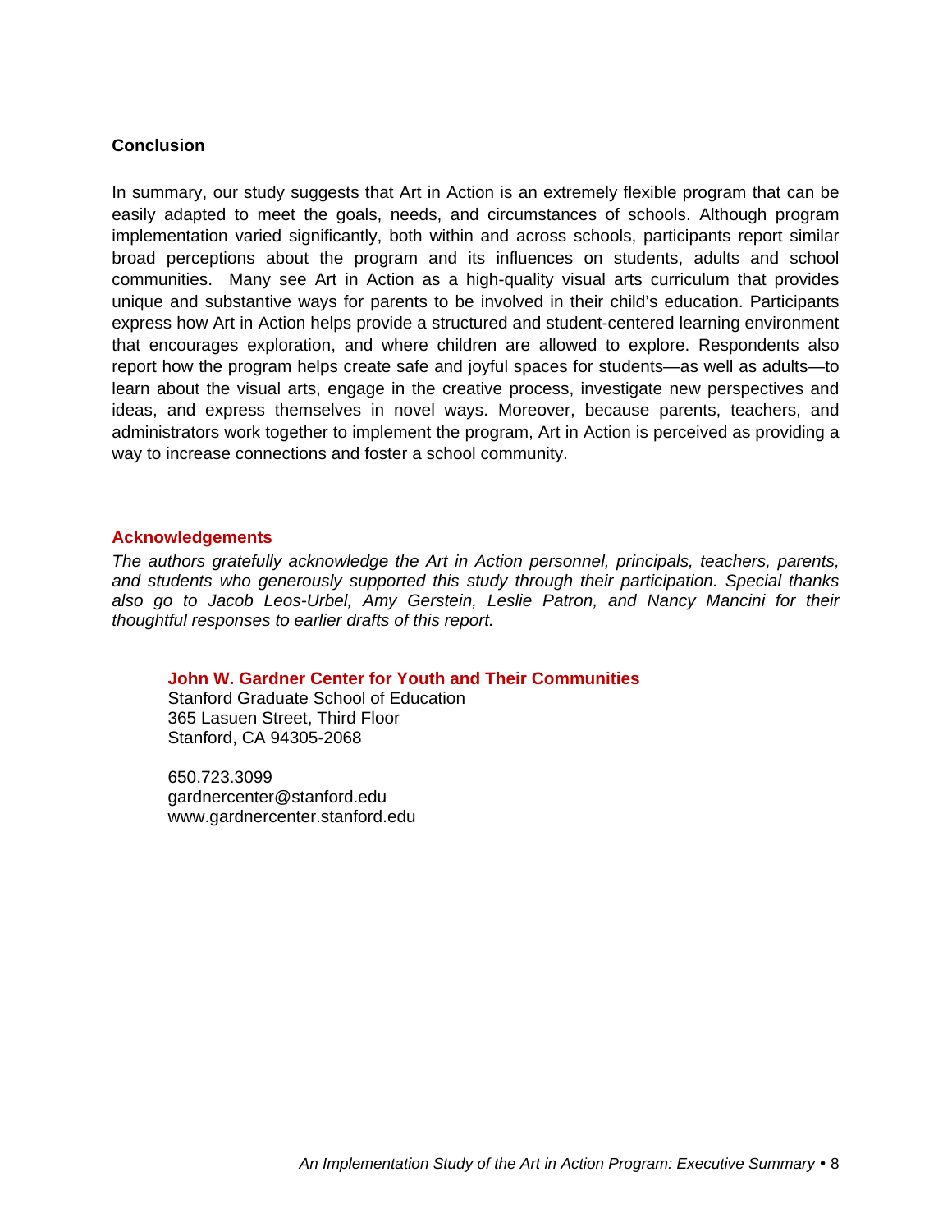## Conclusion

In summary, our study suggests that Art in Action is an extremely flexible program that can be easily adapted to meet the goals, needs, and circumstances of schools. Although program implementation varied significantly, both within and across schools, participants report similar broad perceptions about the program and its influences on students, adults and school communities. Many see Art in Action as a high-quality visual arts curriculum that provides unique and substantive ways for parents to be involved in their child's education. Participants express how Art in Action helps provide a structured and student-centered learning environment that encourages exploration, and where children are allowed to explore. Respondents also report how the program helps create safe and joyful spaces for students—as well as adults—to learn about the visual arts, engage in the creative process, investigate new perspectives and ideas, and express themselves in novel ways. Moreover, because parents, teachers, and administrators work together to implement the program, Art in Action is perceived as providing a way to increase connections and foster a school community.

## Acknowledgements

*The authors gratefully acknowledge the Art in Action personnel, principals, teachers, parents, and students who generously supported this study through their participation. Special thanks also go to Jacob Leos-Urbel, Amy Gerstein, Leslie Patron, and Nancy Mancini for their thoughtful responses to earlier drafts of this report.*

**John W. Gardner Center for Youth and Their Communities**
Stanford Graduate School of Education
365 Lasuen Street, Third Floor
Stanford, CA 94305-2068

650.723.3099
gardnercenter@stanford.edu
www.gardnercenter.stanford.edu